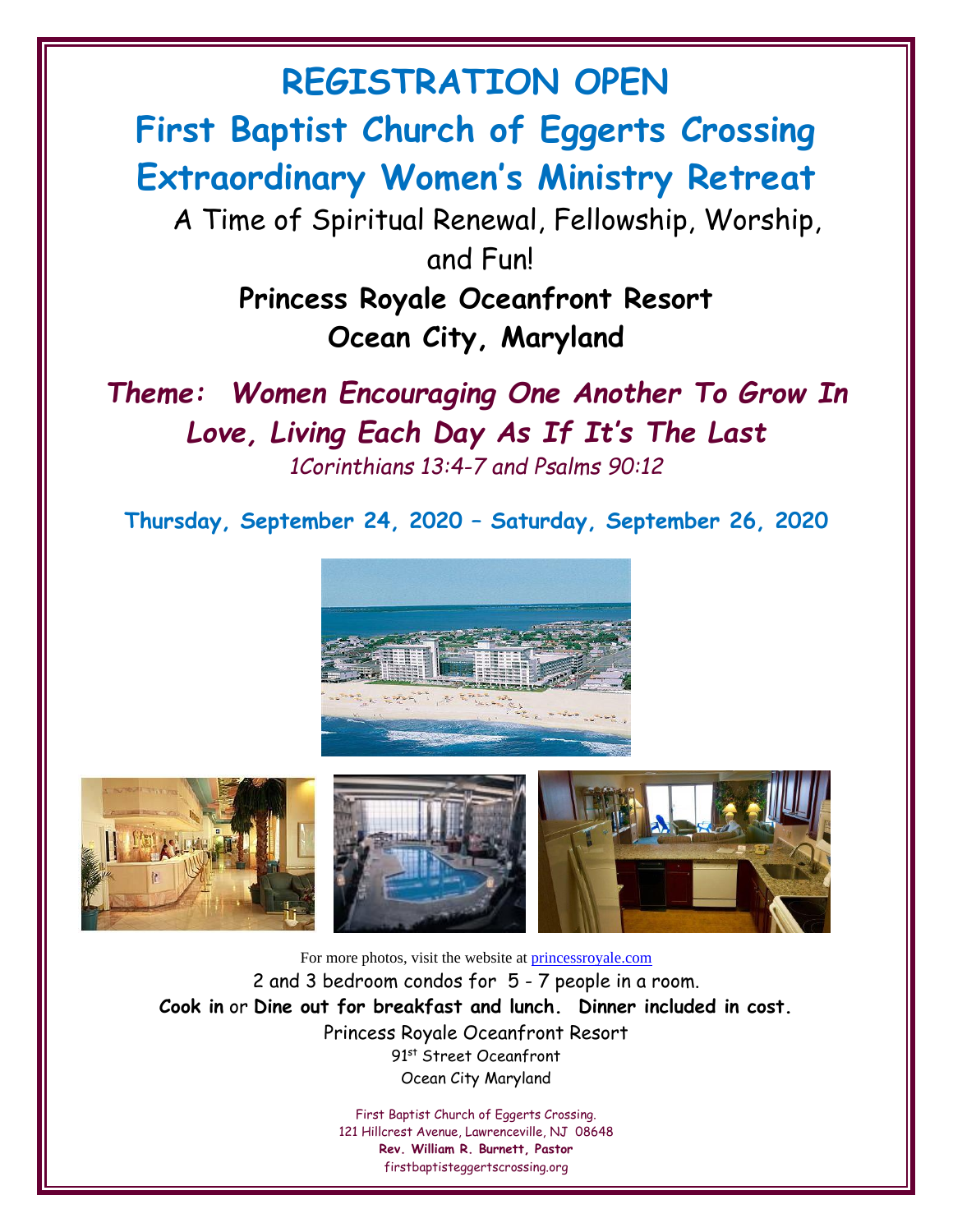# REGISTRATION OPEN

# First Baptist Church of Eggerts Crossing

# Extraordinary Women's Ministry Retreat

A Time of Spiritual Renewal, Fellowship, Worship, and Fun!

**Princess Royale Oceanfront Resort**

**Ocean City, Maryland**

***Theme: Women Encouraging One Another To Grow In Love, Living Each Day As If It's The Last***

*1Corinthians 13:4-7 and Psalms 90:12*

**Thursday, September 24, 2020 – Saturday, September 26, 2020**

For more photos, visit the website at [princessroyale.com](princessroyale.com)

2 and 3 bedroom condos for 5 - 7 people in a room.

**Cook in** or **Dine out for breakfast and lunch. Dinner included in cost.**

Princess Royale Oceanfront Resort
91st Street Oceanfront
Ocean City Maryland

First Baptist Church of Eggerts Crossing.
121 Hillcrest Avenue, Lawrenceville, NJ 08648
**Rev. William R. Burnett, Pastor**
firstbaptisteggertscrossing.org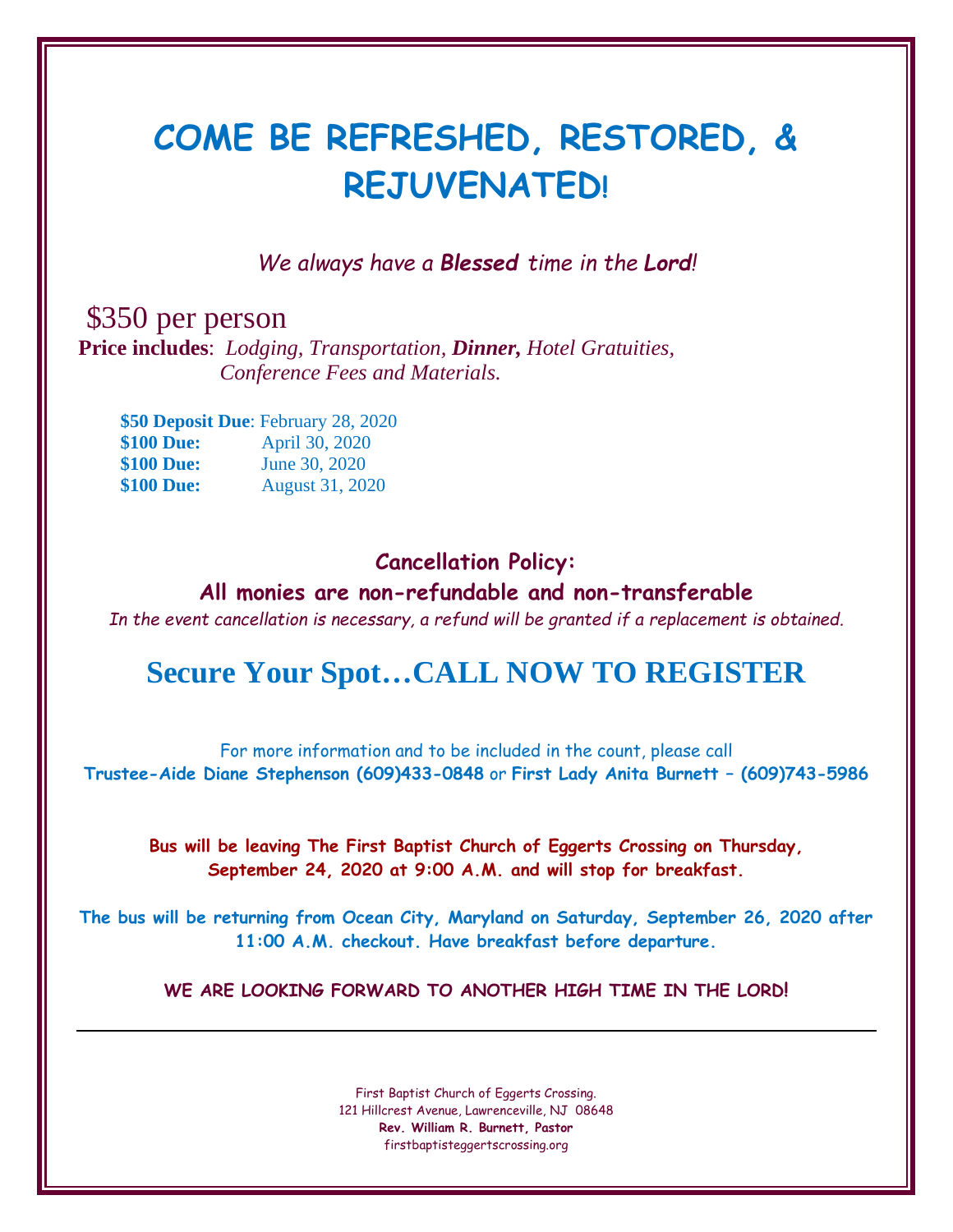# COME BE REFRESHED, RESTORED, & REJUVENATED!

*We always have a **Blessed** time in the **Lord**!*

$350 per person

**Price includes**: *Lodging, Transportation, **Dinner,** Hotel Gratuities, Conference Fees and Materials.*

**$50 Deposit Due**: February 28, 2020
**$100 Due:** April 30, 2020
**$100 Due:** June 30, 2020
**$100 Due:** August 31, 2020

**Cancellation Policy:**

**All monies are non-refundable and non-transferable**

*In the event cancellation is necessary, a refund will be granted if a replacement is obtained.*

## Secure Your Spot…CALL NOW TO REGISTER

For more information and to be included in the count, please call
**Trustee-Aide Diane Stephenson (609)433-0848** or **First Lady Anita Burnett – (609)743-5986**

**Bus will be leaving The First Baptist Church of Eggerts Crossing on Thursday, September 24, 2020 at 9:00 A.M. and will stop for breakfast.**

**The bus will be returning from Ocean City, Maryland on Saturday, September 26, 2020 after 11:00 A.M. checkout. Have breakfast before departure.**

**WE ARE LOOKING FORWARD TO ANOTHER HIGH TIME IN THE LORD!**

---

First Baptist Church of Eggerts Crossing.
121 Hillcrest Avenue, Lawrenceville, NJ 08648
**Rev. William R. Burnett, Pastor**
firstbaptisteggertscrossing.org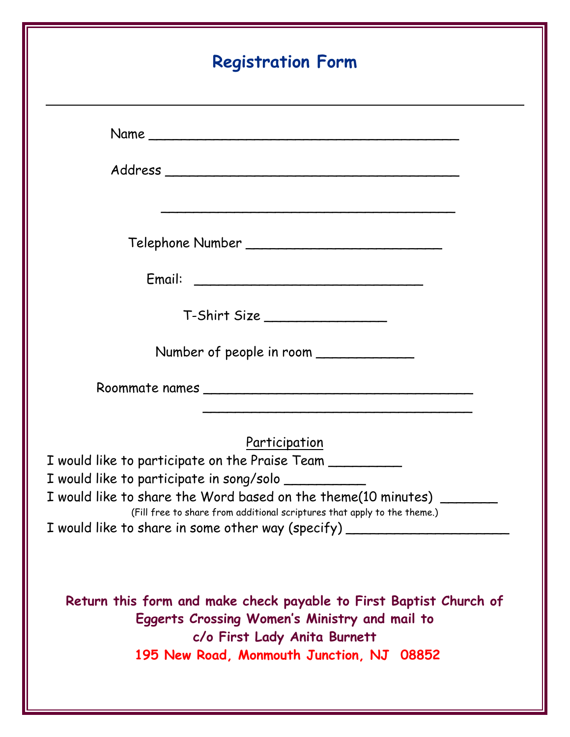# Registration Form

Name ______________________________________

Address ____________________________________

____________________________________

Telephone Number ________________________

Email: ____________________________

T-Shirt Size _______________

Number of people in room ____________

Roommate names _________________________________

_________________________________

<u>Participation</u>

I would like to participate on the Praise Team _________

I would like to participate in song/solo __________

I would like to share the Word based on the theme(10 minutes) _______

(Fill free to share from additional scriptures that apply to the theme.)

I would like to share in some other way (specify) ____________________

**Return this form and make check payable to First Baptist Church of Eggerts Crossing Women's Ministry and mail to c/o First Lady Anita Burnett**

**195 New Road, Monmouth Junction, NJ 08852**